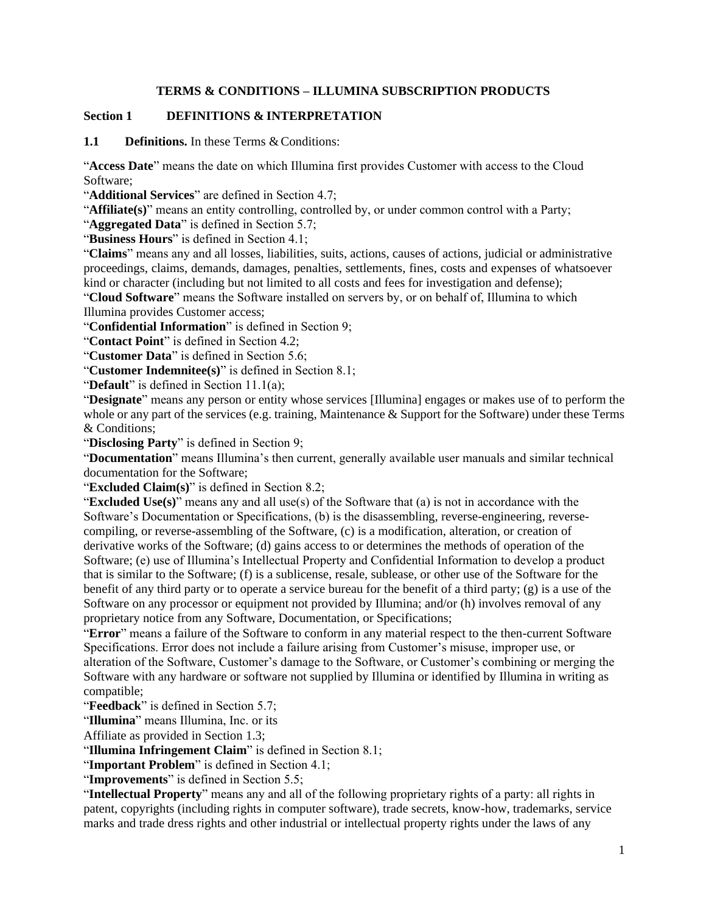# TERMS & CONDITIONS – ILLUMINA SUBSCRIPTION PRODUCTS

## Section 1 DEFINITIONS & INTERPRETATION

**1.1 Definitions.** In these Terms & Conditions:

"**Access Date**" means the date on which Illumina first provides Customer with access to the Cloud Software;

"**Additional Services**" are defined in Section 4.7;

"**Affiliate(s)**" means an entity controlling, controlled by, or under common control with a Party;

"**Aggregated Data**" is defined in Section 5.7;

"**Business Hours**" is defined in Section 4.1;

"**Claims**" means any and all losses, liabilities, suits, actions, causes of actions, judicial or administrative proceedings, claims, demands, damages, penalties, settlements, fines, costs and expenses of whatsoever kind or character (including but not limited to all costs and fees for investigation and defense);

"**Cloud Software**" means the Software installed on servers by, or on behalf of, Illumina to which Illumina provides Customer access;

"**Confidential Information**" is defined in Section 9;

"**Contact Point**" is defined in Section 4.2;

"**Customer Data**" is defined in Section 5.6;

"**Customer Indemnitee(s)**" is defined in Section 8.1;

"**Default**" is defined in Section 11.1(a);

"**Designate**" means any person or entity whose services [Illumina] engages or makes use of to perform the whole or any part of the services (e.g. training, Maintenance & Support for the Software) under these Terms & Conditions;

"**Disclosing Party**" is defined in Section 9;

"**Documentation**" means Illumina's then current, generally available user manuals and similar technical documentation for the Software;

"**Excluded Claim(s)**" is defined in Section 8.2;

"**Excluded Use(s)**" means any and all use(s) of the Software that (a) is not in accordance with the Software's Documentation or Specifications, (b) is the disassembling, reverse-engineering, reverse-compiling, or reverse-assembling of the Software, (c) is a modification, alteration, or creation of derivative works of the Software; (d) gains access to or determines the methods of operation of the Software; (e) use of Illumina's Intellectual Property and Confidential Information to develop a product that is similar to the Software; (f) is a sublicense, resale, sublease, or other use of the Software for the benefit of any third party or to operate a service bureau for the benefit of a third party; (g) is a use of the Software on any processor or equipment not provided by Illumina; and/or (h) involves removal of any proprietary notice from any Software, Documentation, or Specifications;

"**Error**" means a failure of the Software to conform in any material respect to the then-current Software Specifications. Error does not include a failure arising from Customer's misuse, improper use, or alteration of the Software, Customer's damage to the Software, or Customer's combining or merging the Software with any hardware or software not supplied by Illumina or identified by Illumina in writing as compatible;

"**Feedback**" is defined in Section 5.7;

"**Illumina**" means Illumina, Inc. or its Affiliate as provided in Section 1.3;

"**Illumina Infringement Claim**" is defined in Section 8.1;

"**Important Problem**" is defined in Section 4.1;

"**Improvements**" is defined in Section 5.5;

"**Intellectual Property**" means any and all of the following proprietary rights of a party: all rights in patent, copyrights (including rights in computer software), trade secrets, know-how, trademarks, service marks and trade dress rights and other industrial or intellectual property rights under the laws of any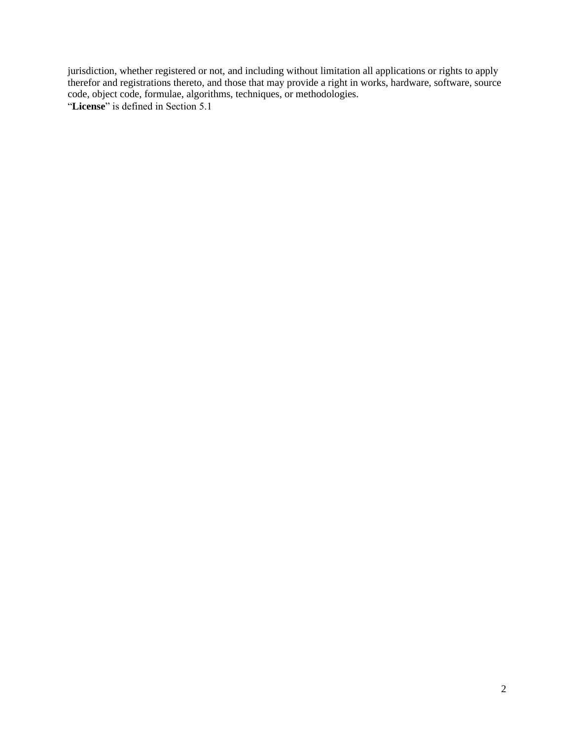jurisdiction, whether registered or not, and including without limitation all applications or rights to apply therefor and registrations thereto, and those that may provide a right in works, hardware, software, source code, object code, formulae, algorithms, techniques, or methodologies.

"**License**" is defined in Section 5.1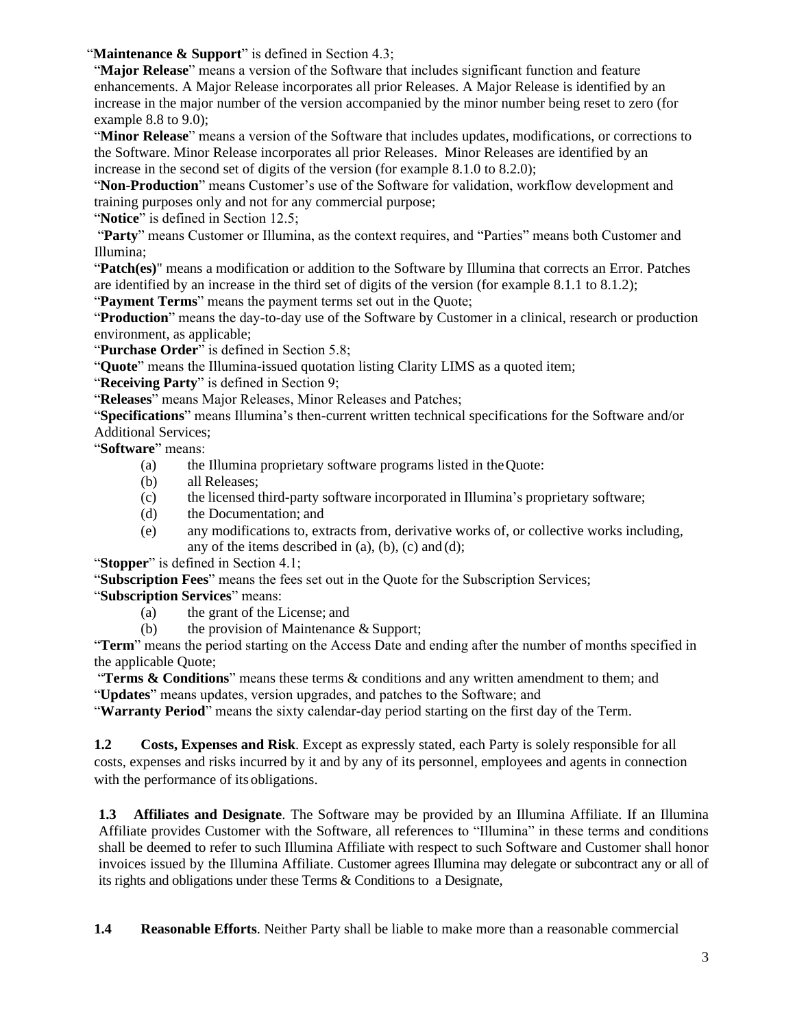"**Maintenance & Support**" is defined in Section 4.3;

"**Major Release**" means a version of the Software that includes significant function and feature enhancements. A Major Release incorporates all prior Releases. A Major Release is identified by an increase in the major number of the version accompanied by the minor number being reset to zero (for example 8.8 to 9.0);

"**Minor Release**" means a version of the Software that includes updates, modifications, or corrections to the Software. Minor Release incorporates all prior Releases. Minor Releases are identified by an increase in the second set of digits of the version (for example 8.1.0 to 8.2.0);

"**Non-Production**" means Customer's use of the Software for validation, workflow development and training purposes only and not for any commercial purpose;

"**Notice**" is defined in Section 12.5;

"**Party**" means Customer or Illumina, as the context requires, and "Parties" means both Customer and Illumina;

"**Patch(es)**" means a modification or addition to the Software by Illumina that corrects an Error. Patches are identified by an increase in the third set of digits of the version (for example 8.1.1 to 8.1.2);

"**Payment Terms**" means the payment terms set out in the Quote;

"**Production**" means the day-to-day use of the Software by Customer in a clinical, research or production environment, as applicable;

"**Purchase Order**" is defined in Section 5.8;

"**Quote**" means the Illumina-issued quotation listing Clarity LIMS as a quoted item;

"**Receiving Party**" is defined in Section 9;

"**Releases**" means Major Releases, Minor Releases and Patches;

"**Specifications**" means Illumina's then-current written technical specifications for the Software and/or Additional Services;

"**Software**" means:

- (a) the Illumina proprietary software programs listed in the Quote:
- (b) all Releases;
- (c) the licensed third-party software incorporated in Illumina's proprietary software;
- (d) the Documentation; and
- (e) any modifications to, extracts from, derivative works of, or collective works including, any of the items described in (a), (b), (c) and (d);

"**Stopper**" is defined in Section 4.1;

"**Subscription Fees**" means the fees set out in the Quote for the Subscription Services;

"**Subscription Services**" means:

- (a) the grant of the License; and
- (b) the provision of Maintenance & Support;

"**Term**" means the period starting on the Access Date and ending after the number of months specified in the applicable Quote;

"**Terms & Conditions**" means these terms & conditions and any written amendment to them; and

"**Updates**" means updates, version upgrades, and patches to the Software; and

"**Warranty Period**" means the sixty calendar-day period starting on the first day of the Term.

**1.2 Costs, Expenses and Risk**. Except as expressly stated, each Party is solely responsible for all costs, expenses and risks incurred by it and by any of its personnel, employees and agents in connection with the performance of its obligations.

**1.3 Affiliates and Designate**. The Software may be provided by an Illumina Affiliate. If an Illumina Affiliate provides Customer with the Software, all references to "Illumina" in these terms and conditions shall be deemed to refer to such Illumina Affiliate with respect to such Software and Customer shall honor invoices issued by the Illumina Affiliate. Customer agrees Illumina may delegate or subcontract any or all of its rights and obligations under these Terms & Conditions to a Designate,

**1.4 Reasonable Efforts**. Neither Party shall be liable to make more than a reasonable commercial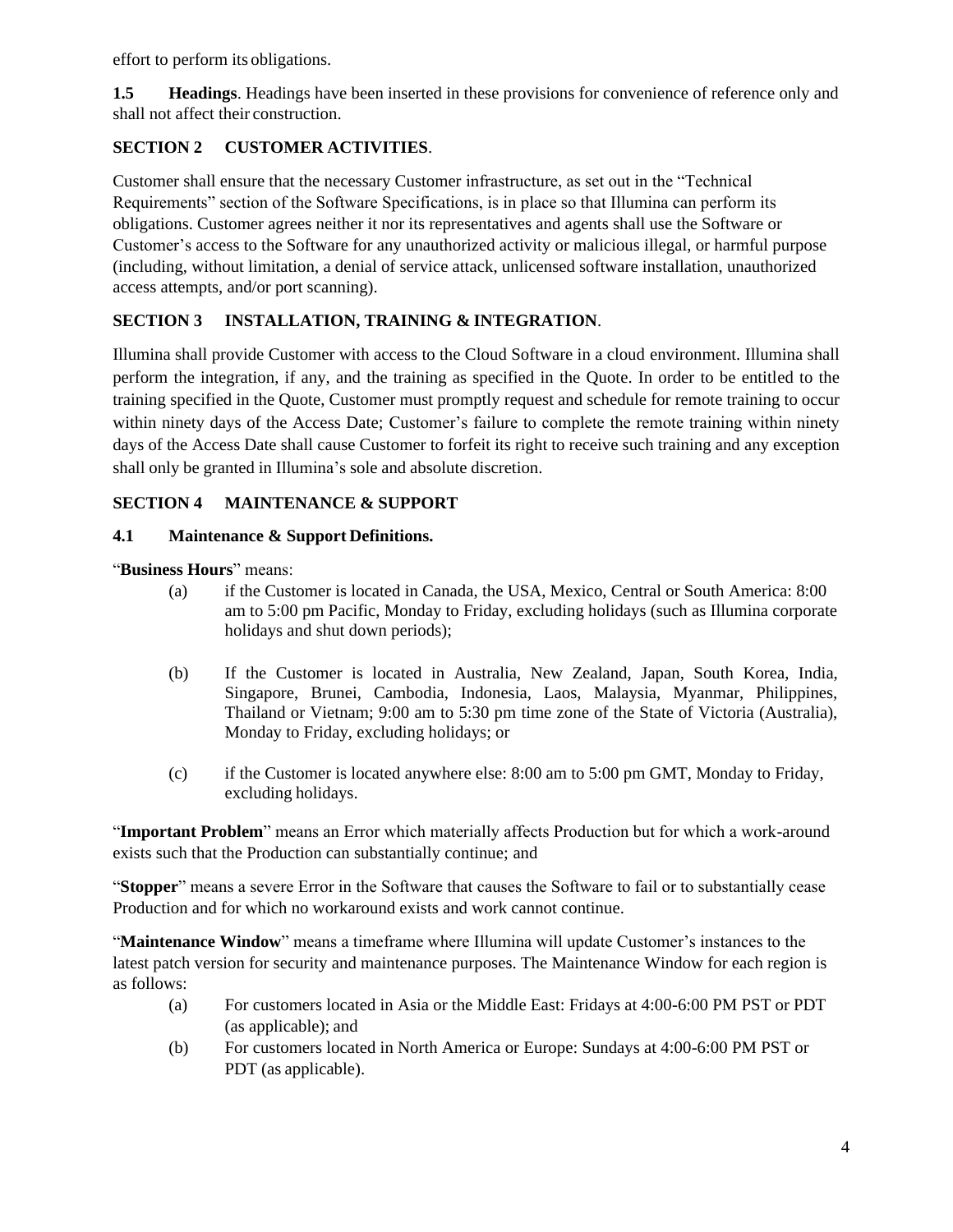effort to perform its obligations.

**1.5 Headings**. Headings have been inserted in these provisions for convenience of reference only and shall not affect their construction.

## SECTION 2 CUSTOMER ACTIVITIES.

Customer shall ensure that the necessary Customer infrastructure, as set out in the "Technical Requirements" section of the Software Specifications, is in place so that Illumina can perform its obligations. Customer agrees neither it nor its representatives and agents shall use the Software or Customer's access to the Software for any unauthorized activity or malicious illegal, or harmful purpose (including, without limitation, a denial of service attack, unlicensed software installation, unauthorized access attempts, and/or port scanning).

## SECTION 3 INSTALLATION, TRAINING & INTEGRATION.

Illumina shall provide Customer with access to the Cloud Software in a cloud environment. Illumina shall perform the integration, if any, and the training as specified in the Quote. In order to be entitled to the training specified in the Quote, Customer must promptly request and schedule for remote training to occur within ninety days of the Access Date; Customer's failure to complete the remote training within ninety days of the Access Date shall cause Customer to forfeit its right to receive such training and any exception shall only be granted in Illumina's sole and absolute discretion.

## SECTION 4 MAINTENANCE & SUPPORT

### 4.1 Maintenance & Support Definitions.

"**Business Hours**" means:

(a) if the Customer is located in Canada, the USA, Mexico, Central or South America: 8:00 am to 5:00 pm Pacific, Monday to Friday, excluding holidays (such as Illumina corporate holidays and shut down periods);

(b) If the Customer is located in Australia, New Zealand, Japan, South Korea, India, Singapore, Brunei, Cambodia, Indonesia, Laos, Malaysia, Myanmar, Philippines, Thailand or Vietnam; 9:00 am to 5:30 pm time zone of the State of Victoria (Australia), Monday to Friday, excluding holidays; or

(c) if the Customer is located anywhere else: 8:00 am to 5:00 pm GMT, Monday to Friday, excluding holidays.

"**Important Problem**" means an Error which materially affects Production but for which a work-around exists such that the Production can substantially continue; and

"**Stopper**" means a severe Error in the Software that causes the Software to fail or to substantially cease Production and for which no workaround exists and work cannot continue.

"**Maintenance Window**" means a timeframe where Illumina will update Customer's instances to the latest patch version for security and maintenance purposes. The Maintenance Window for each region is as follows:

(a) For customers located in Asia or the Middle East: Fridays at 4:00-6:00 PM PST or PDT (as applicable); and

(b) For customers located in North America or Europe: Sundays at 4:00-6:00 PM PST or PDT (as applicable).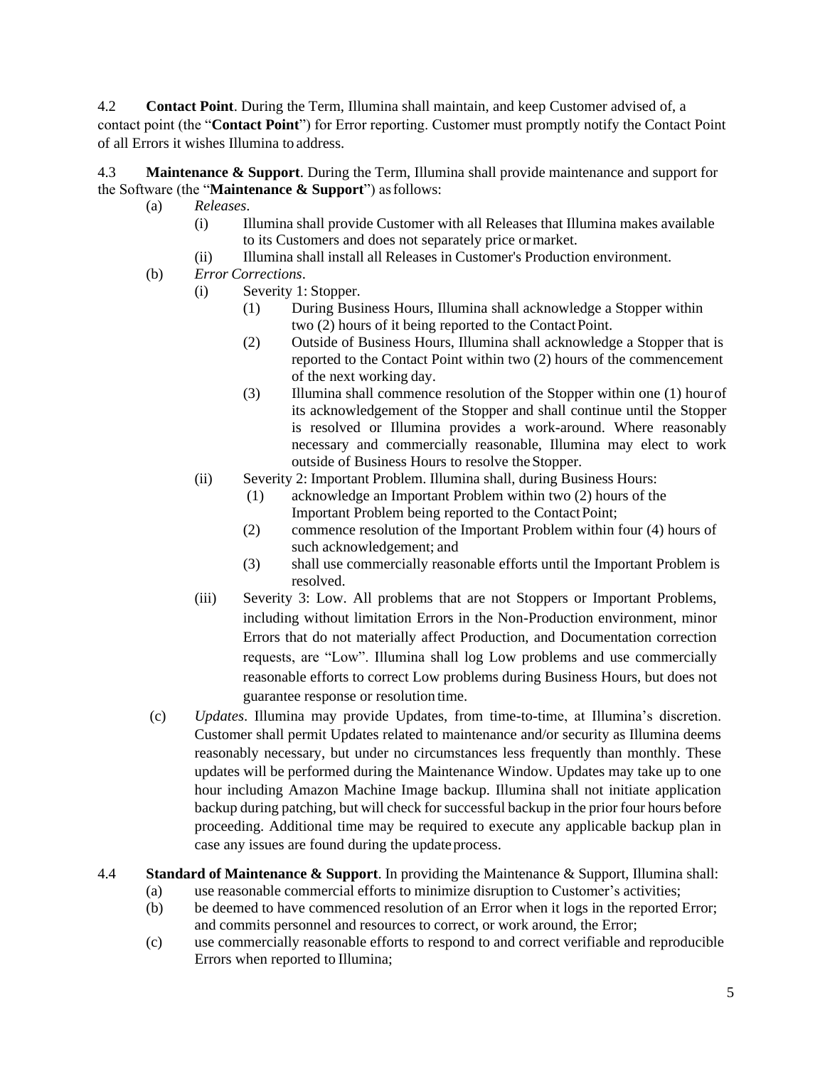4.2 **Contact Point**. During the Term, Illumina shall maintain, and keep Customer advised of, a contact point (the "**Contact Point**") for Error reporting. Customer must promptly notify the Contact Point of all Errors it wishes Illumina to address.

4.3 **Maintenance & Support**. During the Term, Illumina shall provide maintenance and support for the Software (the "**Maintenance & Support**") as follows:

- (a) *Releases*.
  - (i) Illumina shall provide Customer with all Releases that Illumina makes available to its Customers and does not separately price or market.
  - (ii) Illumina shall install all Releases in Customer's Production environment.
- (b) *Error Corrections*.
  - (i) Severity 1: Stopper.
    - (1) During Business Hours, Illumina shall acknowledge a Stopper within two (2) hours of it being reported to the Contact Point.
    - (2) Outside of Business Hours, Illumina shall acknowledge a Stopper that is reported to the Contact Point within two (2) hours of the commencement of the next working day.
    - (3) Illumina shall commence resolution of the Stopper within one (1) hour of its acknowledgement of the Stopper and shall continue until the Stopper is resolved or Illumina provides a work-around. Where reasonably necessary and commercially reasonable, Illumina may elect to work outside of Business Hours to resolve the Stopper.
  - (ii) Severity 2: Important Problem. Illumina shall, during Business Hours:
    - (1) acknowledge an Important Problem within two (2) hours of the Important Problem being reported to the Contact Point;
    - (2) commence resolution of the Important Problem within four (4) hours of such acknowledgement; and
    - (3) shall use commercially reasonable efforts until the Important Problem is resolved.
  - (iii) Severity 3: Low. All problems that are not Stoppers or Important Problems, including without limitation Errors in the Non-Production environment, minor Errors that do not materially affect Production, and Documentation correction requests, are "Low". Illumina shall log Low problems and use commercially reasonable efforts to correct Low problems during Business Hours, but does not guarantee response or resolution time.
- (c) *Updates*. Illumina may provide Updates, from time-to-time, at Illumina's discretion. Customer shall permit Updates related to maintenance and/or security as Illumina deems reasonably necessary, but under no circumstances less frequently than monthly. These updates will be performed during the Maintenance Window. Updates may take up to one hour including Amazon Machine Image backup. Illumina shall not initiate application backup during patching, but will check for successful backup in the prior four hours before proceeding. Additional time may be required to execute any applicable backup plan in case any issues are found during the update process.

4.4 **Standard of Maintenance & Support**. In providing the Maintenance & Support, Illumina shall:

- (a) use reasonable commercial efforts to minimize disruption to Customer's activities;
- (b) be deemed to have commenced resolution of an Error when it logs in the reported Error; and commits personnel and resources to correct, or work around, the Error;
- (c) use commercially reasonable efforts to respond to and correct verifiable and reproducible Errors when reported to Illumina;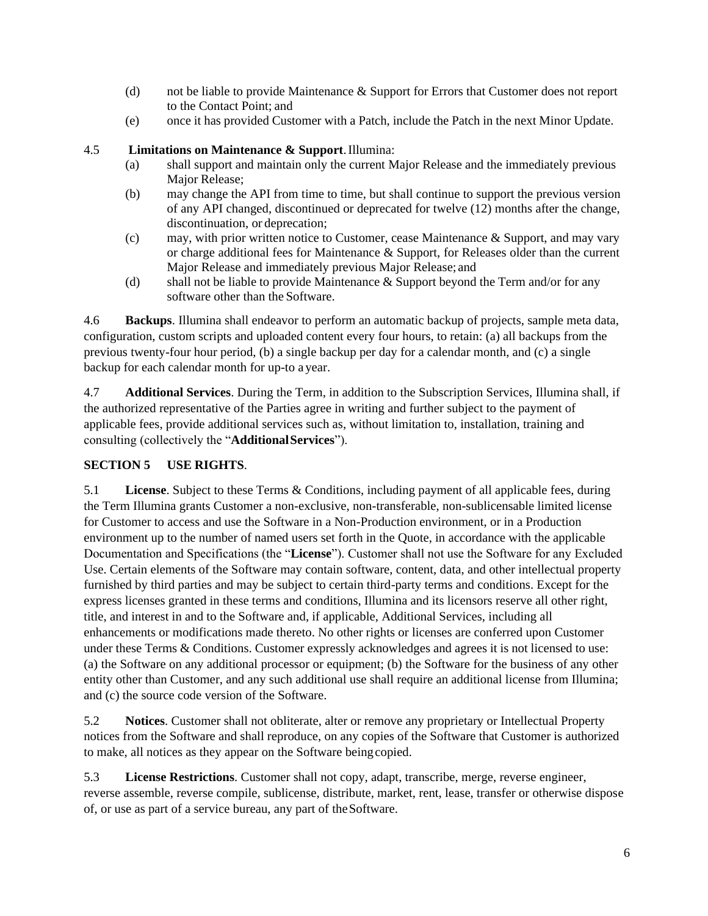(d) not be liable to provide Maintenance & Support for Errors that Customer does not report to the Contact Point; and

(e) once it has provided Customer with a Patch, include the Patch in the next Minor Update.

4.5 **Limitations on Maintenance & Support**. Illumina:

(a) shall support and maintain only the current Major Release and the immediately previous Major Release;

(b) may change the API from time to time, but shall continue to support the previous version of any API changed, discontinued or deprecated for twelve (12) months after the change, discontinuation, or deprecation;

(c) may, with prior written notice to Customer, cease Maintenance & Support, and may vary or charge additional fees for Maintenance & Support, for Releases older than the current Major Release and immediately previous Major Release; and

(d) shall not be liable to provide Maintenance & Support beyond the Term and/or for any software other than the Software.

4.6 **Backups**. Illumina shall endeavor to perform an automatic backup of projects, sample meta data, configuration, custom scripts and uploaded content every four hours, to retain: (a) all backups from the previous twenty-four hour period, (b) a single backup per day for a calendar month, and (c) a single backup for each calendar month for up-to a year.

4.7 **Additional Services**. During the Term, in addition to the Subscription Services, Illumina shall, if the authorized representative of the Parties agree in writing and further subject to the payment of applicable fees, provide additional services such as, without limitation to, installation, training and consulting (collectively the "**Additional Services**").

## SECTION 5 USE RIGHTS.

5.1 **License**. Subject to these Terms & Conditions, including payment of all applicable fees, during the Term Illumina grants Customer a non-exclusive, non-transferable, non-sublicensable limited license for Customer to access and use the Software in a Non-Production environment, or in a Production environment up to the number of named users set forth in the Quote, in accordance with the applicable Documentation and Specifications (the "**License**"). Customer shall not use the Software for any Excluded Use. Certain elements of the Software may contain software, content, data, and other intellectual property furnished by third parties and may be subject to certain third-party terms and conditions. Except for the express licenses granted in these terms and conditions, Illumina and its licensors reserve all other right, title, and interest in and to the Software and, if applicable, Additional Services, including all enhancements or modifications made thereto. No other rights or licenses are conferred upon Customer under these Terms & Conditions. Customer expressly acknowledges and agrees it is not licensed to use: (a) the Software on any additional processor or equipment; (b) the Software for the business of any other entity other than Customer, and any such additional use shall require an additional license from Illumina; and (c) the source code version of the Software.

5.2 **Notices**. Customer shall not obliterate, alter or remove any proprietary or Intellectual Property notices from the Software and shall reproduce, on any copies of the Software that Customer is authorized to make, all notices as they appear on the Software being copied.

5.3 **License Restrictions**. Customer shall not copy, adapt, transcribe, merge, reverse engineer, reverse assemble, reverse compile, sublicense, distribute, market, rent, lease, transfer or otherwise dispose of, or use as part of a service bureau, any part of the Software.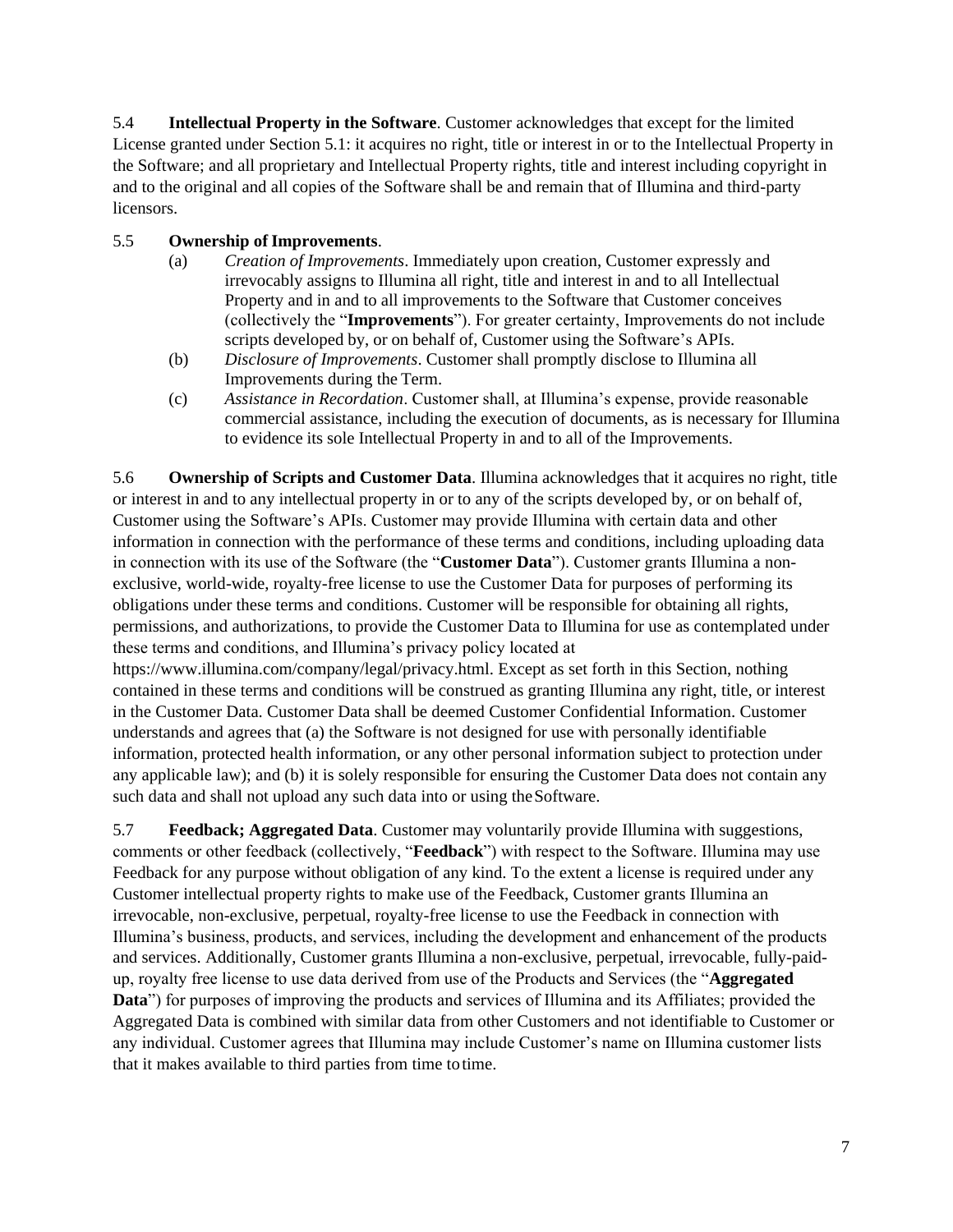5.4 **Intellectual Property in the Software**. Customer acknowledges that except for the limited License granted under Section 5.1: it acquires no right, title or interest in or to the Intellectual Property in the Software; and all proprietary and Intellectual Property rights, title and interest including copyright in and to the original and all copies of the Software shall be and remain that of Illumina and third-party licensors.

5.5 **Ownership of Improvements**.

(a) *Creation of Improvements*. Immediately upon creation, Customer expressly and irrevocably assigns to Illumina all right, title and interest in and to all Intellectual Property and in and to all improvements to the Software that Customer conceives (collectively the "**Improvements**"). For greater certainty, Improvements do not include scripts developed by, or on behalf of, Customer using the Software's APIs.

(b) *Disclosure of Improvements*. Customer shall promptly disclose to Illumina all Improvements during the Term.

(c) *Assistance in Recordation*. Customer shall, at Illumina's expense, provide reasonable commercial assistance, including the execution of documents, as is necessary for Illumina to evidence its sole Intellectual Property in and to all of the Improvements.

5.6 **Ownership of Scripts and Customer Data**. Illumina acknowledges that it acquires no right, title or interest in and to any intellectual property in or to any of the scripts developed by, or on behalf of, Customer using the Software's APIs. Customer may provide Illumina with certain data and other information in connection with the performance of these terms and conditions, including uploading data in connection with its use of the Software (the "**Customer Data**"). Customer grants Illumina a non-exclusive, world-wide, royalty-free license to use the Customer Data for purposes of performing its obligations under these terms and conditions. Customer will be responsible for obtaining all rights, permissions, and authorizations, to provide the Customer Data to Illumina for use as contemplated under these terms and conditions, and Illumina's privacy policy located at https://www.illumina.com/company/legal/privacy.html. Except as set forth in this Section, nothing contained in these terms and conditions will be construed as granting Illumina any right, title, or interest in the Customer Data. Customer Data shall be deemed Customer Confidential Information. Customer understands and agrees that (a) the Software is not designed for use with personally identifiable information, protected health information, or any other personal information subject to protection under any applicable law); and (b) it is solely responsible for ensuring the Customer Data does not contain any such data and shall not upload any such data into or using the Software.

5.7 **Feedback; Aggregated Data**. Customer may voluntarily provide Illumina with suggestions, comments or other feedback (collectively, "**Feedback**") with respect to the Software. Illumina may use Feedback for any purpose without obligation of any kind. To the extent a license is required under any Customer intellectual property rights to make use of the Feedback, Customer grants Illumina an irrevocable, non-exclusive, perpetual, royalty-free license to use the Feedback in connection with Illumina's business, products, and services, including the development and enhancement of the products and services. Additionally, Customer grants Illumina a non-exclusive, perpetual, irrevocable, fully-paid-up, royalty free license to use data derived from use of the Products and Services (the "**Aggregated Data**") for purposes of improving the products and services of Illumina and its Affiliates; provided the Aggregated Data is combined with similar data from other Customers and not identifiable to Customer or any individual. Customer agrees that Illumina may include Customer's name on Illumina customer lists that it makes available to third parties from time to time.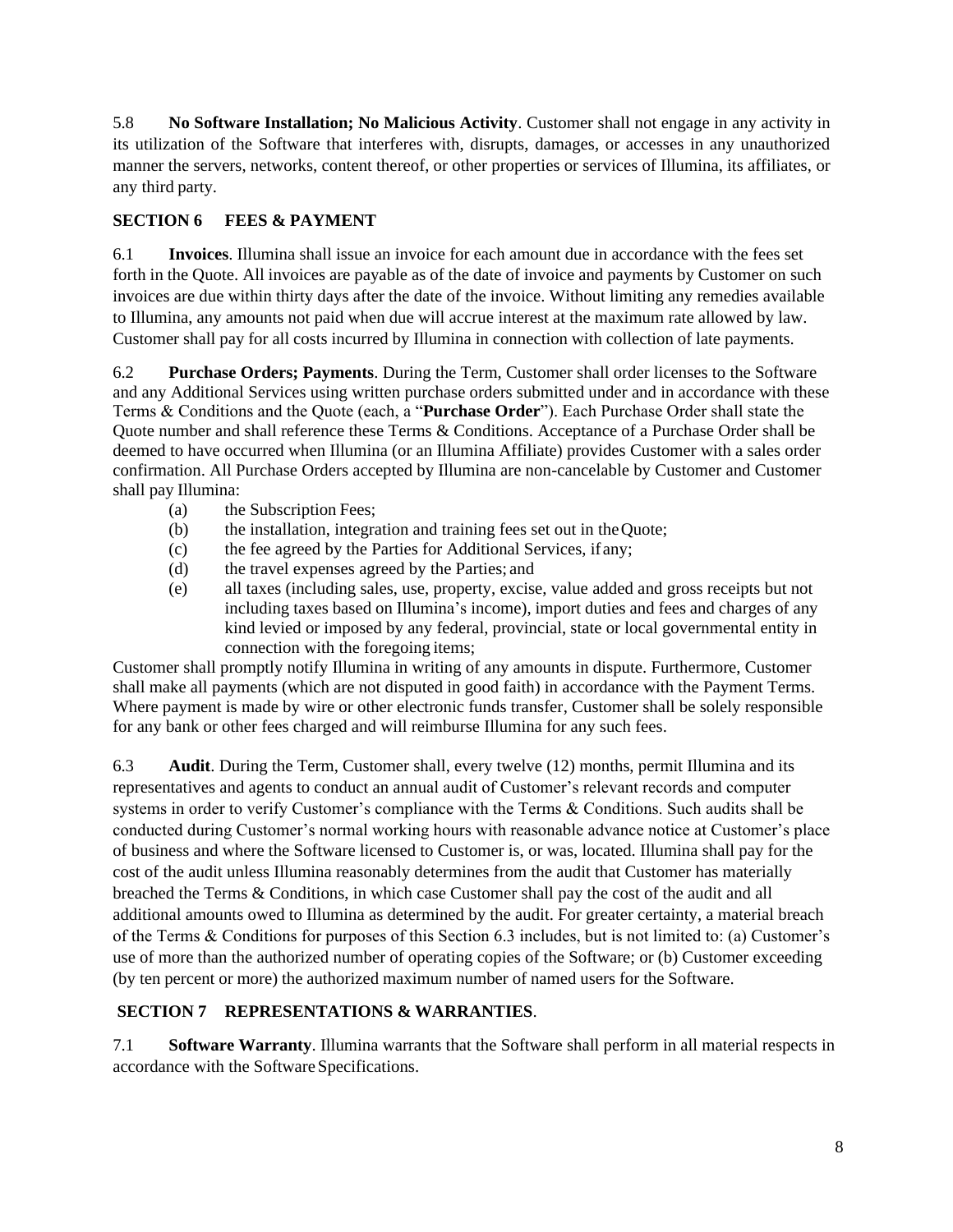5.8 **No Software Installation; No Malicious Activity**. Customer shall not engage in any activity in its utilization of the Software that interferes with, disrupts, damages, or accesses in any unauthorized manner the servers, networks, content thereof, or other properties or services of Illumina, its affiliates, or any third party.

## SECTION 6 FEES & PAYMENT

6.1 **Invoices**. Illumina shall issue an invoice for each amount due in accordance with the fees set forth in the Quote. All invoices are payable as of the date of invoice and payments by Customer on such invoices are due within thirty days after the date of the invoice. Without limiting any remedies available to Illumina, any amounts not paid when due will accrue interest at the maximum rate allowed by law. Customer shall pay for all costs incurred by Illumina in connection with collection of late payments.

6.2 **Purchase Orders; Payments**. During the Term, Customer shall order licenses to the Software and any Additional Services using written purchase orders submitted under and in accordance with these Terms & Conditions and the Quote (each, a "**Purchase Order**"). Each Purchase Order shall state the Quote number and shall reference these Terms & Conditions. Acceptance of a Purchase Order shall be deemed to have occurred when Illumina (or an Illumina Affiliate) provides Customer with a sales order confirmation. All Purchase Orders accepted by Illumina are non-cancelable by Customer and Customer shall pay Illumina:

- (a) the Subscription Fees;
- (b) the installation, integration and training fees set out in the Quote;
- (c) the fee agreed by the Parties for Additional Services, if any;
- (d) the travel expenses agreed by the Parties; and
- (e) all taxes (including sales, use, property, excise, value added and gross receipts but not including taxes based on Illumina's income), import duties and fees and charges of any kind levied or imposed by any federal, provincial, state or local governmental entity in connection with the foregoing items;

Customer shall promptly notify Illumina in writing of any amounts in dispute. Furthermore, Customer shall make all payments (which are not disputed in good faith) in accordance with the Payment Terms. Where payment is made by wire or other electronic funds transfer, Customer shall be solely responsible for any bank or other fees charged and will reimburse Illumina for any such fees.

6.3 **Audit**. During the Term, Customer shall, every twelve (12) months, permit Illumina and its representatives and agents to conduct an annual audit of Customer's relevant records and computer systems in order to verify Customer's compliance with the Terms & Conditions. Such audits shall be conducted during Customer's normal working hours with reasonable advance notice at Customer's place of business and where the Software licensed to Customer is, or was, located. Illumina shall pay for the cost of the audit unless Illumina reasonably determines from the audit that Customer has materially breached the Terms & Conditions, in which case Customer shall pay the cost of the audit and all additional amounts owed to Illumina as determined by the audit. For greater certainty, a material breach of the Terms & Conditions for purposes of this Section 6.3 includes, but is not limited to: (a) Customer's use of more than the authorized number of operating copies of the Software; or (b) Customer exceeding (by ten percent or more) the authorized maximum number of named users for the Software.

## SECTION 7 REPRESENTATIONS & WARRANTIES.

7.1 **Software Warranty**. Illumina warrants that the Software shall perform in all material respects in accordance with the Software Specifications.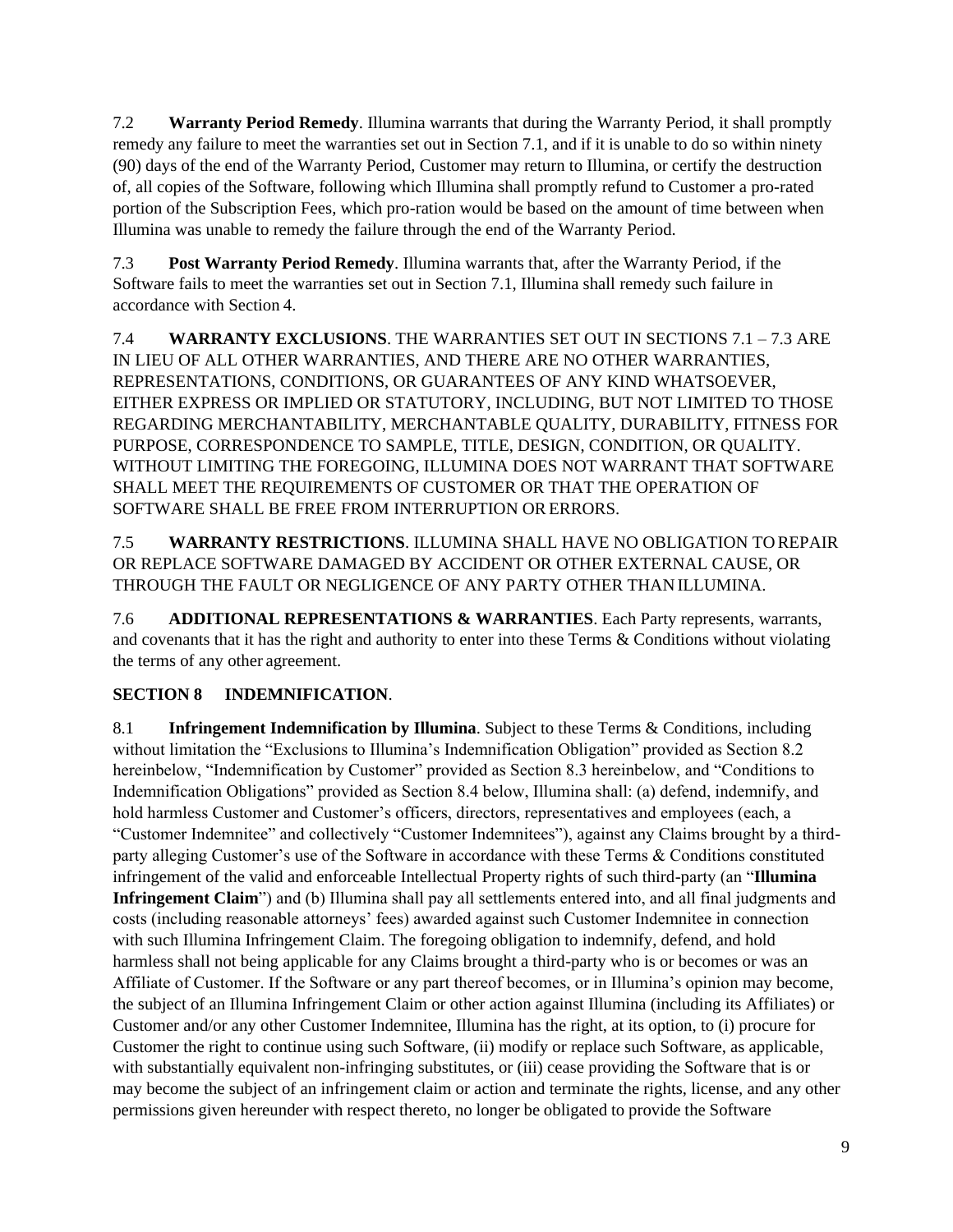7.2 **Warranty Period Remedy**. Illumina warrants that during the Warranty Period, it shall promptly remedy any failure to meet the warranties set out in Section 7.1, and if it is unable to do so within ninety (90) days of the end of the Warranty Period, Customer may return to Illumina, or certify the destruction of, all copies of the Software, following which Illumina shall promptly refund to Customer a pro-rated portion of the Subscription Fees, which pro-ration would be based on the amount of time between when Illumina was unable to remedy the failure through the end of the Warranty Period.

7.3 **Post Warranty Period Remedy**. Illumina warrants that, after the Warranty Period, if the Software fails to meet the warranties set out in Section 7.1, Illumina shall remedy such failure in accordance with Section 4.

7.4 **WARRANTY EXCLUSIONS**. THE WARRANTIES SET OUT IN SECTIONS 7.1 – 7.3 ARE IN LIEU OF ALL OTHER WARRANTIES, AND THERE ARE NO OTHER WARRANTIES, REPRESENTATIONS, CONDITIONS, OR GUARANTEES OF ANY KIND WHATSOEVER, EITHER EXPRESS OR IMPLIED OR STATUTORY, INCLUDING, BUT NOT LIMITED TO THOSE REGARDING MERCHANTABILITY, MERCHANTABLE QUALITY, DURABILITY, FITNESS FOR PURPOSE, CORRESPONDENCE TO SAMPLE, TITLE, DESIGN, CONDITION, OR QUALITY. WITHOUT LIMITING THE FOREGOING, ILLUMINA DOES NOT WARRANT THAT SOFTWARE SHALL MEET THE REQUIREMENTS OF CUSTOMER OR THAT THE OPERATION OF SOFTWARE SHALL BE FREE FROM INTERRUPTION OR ERRORS.

7.5 **WARRANTY RESTRICTIONS**. ILLUMINA SHALL HAVE NO OBLIGATION TO REPAIR OR REPLACE SOFTWARE DAMAGED BY ACCIDENT OR OTHER EXTERNAL CAUSE, OR THROUGH THE FAULT OR NEGLIGENCE OF ANY PARTY OTHER THAN ILLUMINA.

7.6 **ADDITIONAL REPRESENTATIONS & WARRANTIES**. Each Party represents, warrants, and covenants that it has the right and authority to enter into these Terms & Conditions without violating the terms of any other agreement.

## SECTION 8 INDEMNIFICATION.

8.1 **Infringement Indemnification by Illumina**. Subject to these Terms & Conditions, including without limitation the "Exclusions to Illumina's Indemnification Obligation" provided as Section 8.2 hereinbelow, "Indemnification by Customer" provided as Section 8.3 hereinbelow, and "Conditions to Indemnification Obligations" provided as Section 8.4 below, Illumina shall: (a) defend, indemnify, and hold harmless Customer and Customer's officers, directors, representatives and employees (each, a "Customer Indemnitee" and collectively "Customer Indemnitees"), against any Claims brought by a third-party alleging Customer's use of the Software in accordance with these Terms & Conditions constituted infringement of the valid and enforceable Intellectual Property rights of such third-party (an "**Illumina Infringement Claim**") and (b) Illumina shall pay all settlements entered into, and all final judgments and costs (including reasonable attorneys' fees) awarded against such Customer Indemnitee in connection with such Illumina Infringement Claim. The foregoing obligation to indemnify, defend, and hold harmless shall not being applicable for any Claims brought a third-party who is or becomes or was an Affiliate of Customer. If the Software or any part thereof becomes, or in Illumina's opinion may become, the subject of an Illumina Infringement Claim or other action against Illumina (including its Affiliates) or Customer and/or any other Customer Indemnitee, Illumina has the right, at its option, to (i) procure for Customer the right to continue using such Software, (ii) modify or replace such Software, as applicable, with substantially equivalent non-infringing substitutes, or (iii) cease providing the Software that is or may become the subject of an infringement claim or action and terminate the rights, license, and any other permissions given hereunder with respect thereto, no longer be obligated to provide the Software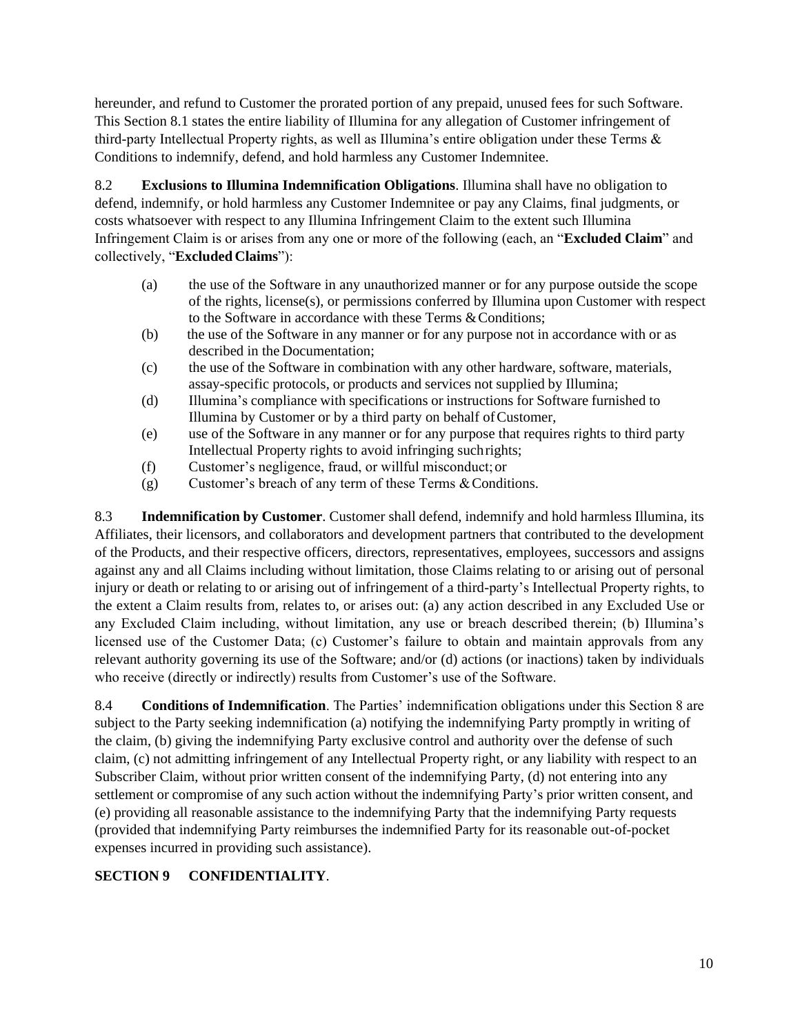hereunder, and refund to Customer the prorated portion of any prepaid, unused fees for such Software. This Section 8.1 states the entire liability of Illumina for any allegation of Customer infringement of third-party Intellectual Property rights, as well as Illumina's entire obligation under these Terms & Conditions to indemnify, defend, and hold harmless any Customer Indemnitee.

8.2 **Exclusions to Illumina Indemnification Obligations**. Illumina shall have no obligation to defend, indemnify, or hold harmless any Customer Indemnitee or pay any Claims, final judgments, or costs whatsoever with respect to any Illumina Infringement Claim to the extent such Illumina Infringement Claim is or arises from any one or more of the following (each, an "**Excluded Claim**" and collectively, "**Excluded Claims**"):

- (a) the use of the Software in any unauthorized manner or for any purpose outside the scope of the rights, license(s), or permissions conferred by Illumina upon Customer with respect to the Software in accordance with these Terms & Conditions;
- (b) the use of the Software in any manner or for any purpose not in accordance with or as described in the Documentation;
- (c) the use of the Software in combination with any other hardware, software, materials, assay-specific protocols, or products and services not supplied by Illumina;
- (d) Illumina's compliance with specifications or instructions for Software furnished to Illumina by Customer or by a third party on behalf of Customer,
- (e) use of the Software in any manner or for any purpose that requires rights to third party Intellectual Property rights to avoid infringing such rights;
- (f) Customer's negligence, fraud, or willful misconduct; or
- (g) Customer's breach of any term of these Terms & Conditions.

8.3 **Indemnification by Customer**. Customer shall defend, indemnify and hold harmless Illumina, its Affiliates, their licensors, and collaborators and development partners that contributed to the development of the Products, and their respective officers, directors, representatives, employees, successors and assigns against any and all Claims including without limitation, those Claims relating to or arising out of personal injury or death or relating to or arising out of infringement of a third-party's Intellectual Property rights, to the extent a Claim results from, relates to, or arises out: (a) any action described in any Excluded Use or any Excluded Claim including, without limitation, any use or breach described therein; (b) Illumina's licensed use of the Customer Data; (c) Customer's failure to obtain and maintain approvals from any relevant authority governing its use of the Software; and/or (d) actions (or inactions) taken by individuals who receive (directly or indirectly) results from Customer's use of the Software.

8.4 **Conditions of Indemnification**. The Parties' indemnification obligations under this Section 8 are subject to the Party seeking indemnification (a) notifying the indemnifying Party promptly in writing of the claim, (b) giving the indemnifying Party exclusive control and authority over the defense of such claim, (c) not admitting infringement of any Intellectual Property right, or any liability with respect to an Subscriber Claim, without prior written consent of the indemnifying Party, (d) not entering into any settlement or compromise of any such action without the indemnifying Party's prior written consent, and (e) providing all reasonable assistance to the indemnifying Party that the indemnifying Party requests (provided that indemnifying Party reimburses the indemnified Party for its reasonable out-of-pocket expenses incurred in providing such assistance).

## SECTION 9 CONFIDENTIALITY.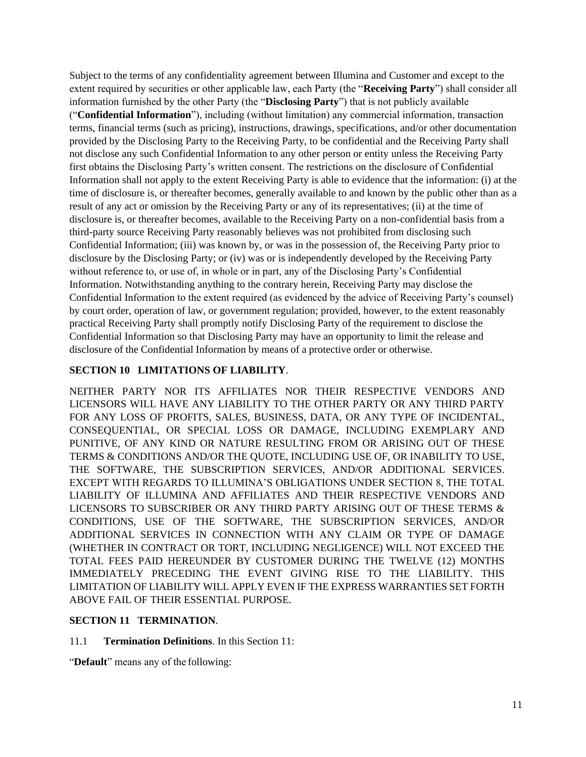Subject to the terms of any confidentiality agreement between Illumina and Customer and except to the extent required by securities or other applicable law, each Party (the "**Receiving Party**") shall consider all information furnished by the other Party (the "**Disclosing Party**") that is not publicly available ("**Confidential Information**"), including (without limitation) any commercial information, transaction terms, financial terms (such as pricing), instructions, drawings, specifications, and/or other documentation provided by the Disclosing Party to the Receiving Party, to be confidential and the Receiving Party shall not disclose any such Confidential Information to any other person or entity unless the Receiving Party first obtains the Disclosing Party's written consent. The restrictions on the disclosure of Confidential Information shall not apply to the extent Receiving Party is able to evidence that the information: (i) at the time of disclosure is, or thereafter becomes, generally available to and known by the public other than as a result of any act or omission by the Receiving Party or any of its representatives; (ii) at the time of disclosure is, or thereafter becomes, available to the Receiving Party on a non-confidential basis from a third-party source Receiving Party reasonably believes was not prohibited from disclosing such Confidential Information; (iii) was known by, or was in the possession of, the Receiving Party prior to disclosure by the Disclosing Party; or (iv) was or is independently developed by the Receiving Party without reference to, or use of, in whole or in part, any of the Disclosing Party's Confidential Information. Notwithstanding anything to the contrary herein, Receiving Party may disclose the Confidential Information to the extent required (as evidenced by the advice of Receiving Party's counsel) by court order, operation of law, or government regulation; provided, however, to the extent reasonably practical Receiving Party shall promptly notify Disclosing Party of the requirement to disclose the Confidential Information so that Disclosing Party may have an opportunity to limit the release and disclosure of the Confidential Information by means of a protective order or otherwise.

## SECTION 10 LIMITATIONS OF LIABILITY.

NEITHER PARTY NOR ITS AFFILIATES NOR THEIR RESPECTIVE VENDORS AND LICENSORS WILL HAVE ANY LIABILITY TO THE OTHER PARTY OR ANY THIRD PARTY FOR ANY LOSS OF PROFITS, SALES, BUSINESS, DATA, OR ANY TYPE OF INCIDENTAL, CONSEQUENTIAL, OR SPECIAL LOSS OR DAMAGE, INCLUDING EXEMPLARY AND PUNITIVE, OF ANY KIND OR NATURE RESULTING FROM OR ARISING OUT OF THESE TERMS & CONDITIONS AND/OR THE QUOTE, INCLUDING USE OF, OR INABILITY TO USE, THE SOFTWARE, THE SUBSCRIPTION SERVICES, AND/OR ADDITIONAL SERVICES. EXCEPT WITH REGARDS TO ILLUMINA'S OBLIGATIONS UNDER SECTION 8, THE TOTAL LIABILITY OF ILLUMINA AND AFFILIATES AND THEIR RESPECTIVE VENDORS AND LICENSORS TO SUBSCRIBER OR ANY THIRD PARTY ARISING OUT OF THESE TERMS & CONDITIONS, USE OF THE SOFTWARE, THE SUBSCRIPTION SERVICES, AND/OR ADDITIONAL SERVICES IN CONNECTION WITH ANY CLAIM OR TYPE OF DAMAGE (WHETHER IN CONTRACT OR TORT, INCLUDING NEGLIGENCE) WILL NOT EXCEED THE TOTAL FEES PAID HEREUNDER BY CUSTOMER DURING THE TWELVE (12) MONTHS IMMEDIATELY PRECEDING THE EVENT GIVING RISE TO THE LIABILITY. THIS LIMITATION OF LIABILITY WILL APPLY EVEN IF THE EXPRESS WARRANTIES SET FORTH ABOVE FAIL OF THEIR ESSENTIAL PURPOSE.

## SECTION 11 TERMINATION.

11.1 **Termination Definitions**. In this Section 11:

"**Default**" means any of the following: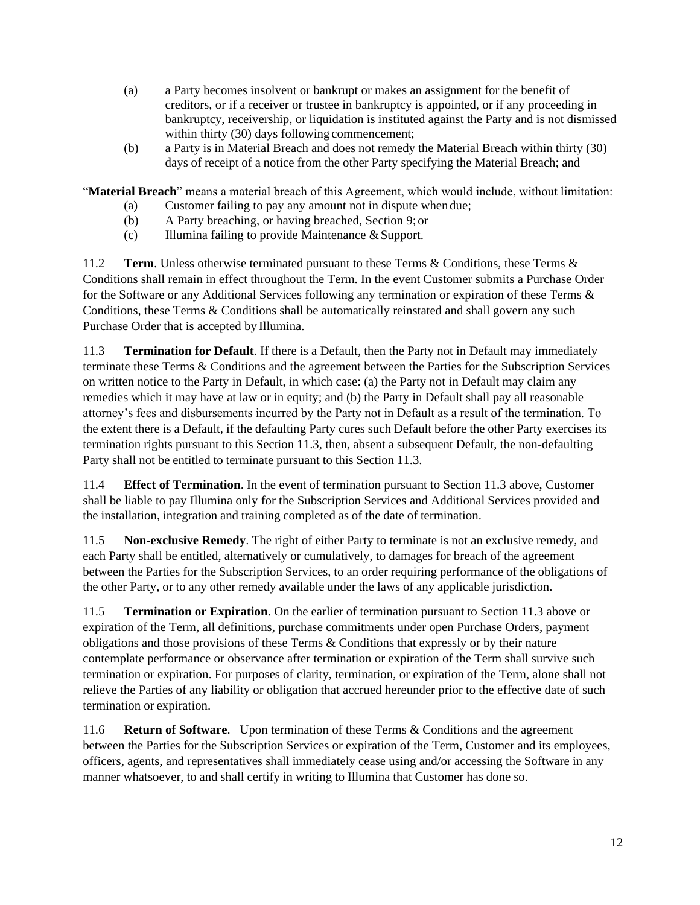(a) a Party becomes insolvent or bankrupt or makes an assignment for the benefit of creditors, or if a receiver or trustee in bankruptcy is appointed, or if any proceeding in bankruptcy, receivership, or liquidation is instituted against the Party and is not dismissed within thirty (30) days following commencement;

(b) a Party is in Material Breach and does not remedy the Material Breach within thirty (30) days of receipt of a notice from the other Party specifying the Material Breach; and

"**Material Breach**" means a material breach of this Agreement, which would include, without limitation:

(a) Customer failing to pay any amount not in dispute when due;

(b) A Party breaching, or having breached, Section 9; or

(c) Illumina failing to provide Maintenance & Support.

11.2 **Term**. Unless otherwise terminated pursuant to these Terms & Conditions, these Terms & Conditions shall remain in effect throughout the Term. In the event Customer submits a Purchase Order for the Software or any Additional Services following any termination or expiration of these Terms & Conditions, these Terms & Conditions shall be automatically reinstated and shall govern any such Purchase Order that is accepted by Illumina.

11.3 **Termination for Default**. If there is a Default, then the Party not in Default may immediately terminate these Terms & Conditions and the agreement between the Parties for the Subscription Services on written notice to the Party in Default, in which case: (a) the Party not in Default may claim any remedies which it may have at law or in equity; and (b) the Party in Default shall pay all reasonable attorney's fees and disbursements incurred by the Party not in Default as a result of the termination. To the extent there is a Default, if the defaulting Party cures such Default before the other Party exercises its termination rights pursuant to this Section 11.3, then, absent a subsequent Default, the non-defaulting Party shall not be entitled to terminate pursuant to this Section 11.3.

11.4 **Effect of Termination**. In the event of termination pursuant to Section 11.3 above, Customer shall be liable to pay Illumina only for the Subscription Services and Additional Services provided and the installation, integration and training completed as of the date of termination.

11.5 **Non-exclusive Remedy**. The right of either Party to terminate is not an exclusive remedy, and each Party shall be entitled, alternatively or cumulatively, to damages for breach of the agreement between the Parties for the Subscription Services, to an order requiring performance of the obligations of the other Party, or to any other remedy available under the laws of any applicable jurisdiction.

11.5 **Termination or Expiration**. On the earlier of termination pursuant to Section 11.3 above or expiration of the Term, all definitions, purchase commitments under open Purchase Orders, payment obligations and those provisions of these Terms & Conditions that expressly or by their nature contemplate performance or observance after termination or expiration of the Term shall survive such termination or expiration. For purposes of clarity, termination, or expiration of the Term, alone shall not relieve the Parties of any liability or obligation that accrued hereunder prior to the effective date of such termination or expiration.

11.6 **Return of Software**. Upon termination of these Terms & Conditions and the agreement between the Parties for the Subscription Services or expiration of the Term, Customer and its employees, officers, agents, and representatives shall immediately cease using and/or accessing the Software in any manner whatsoever, to and shall certify in writing to Illumina that Customer has done so.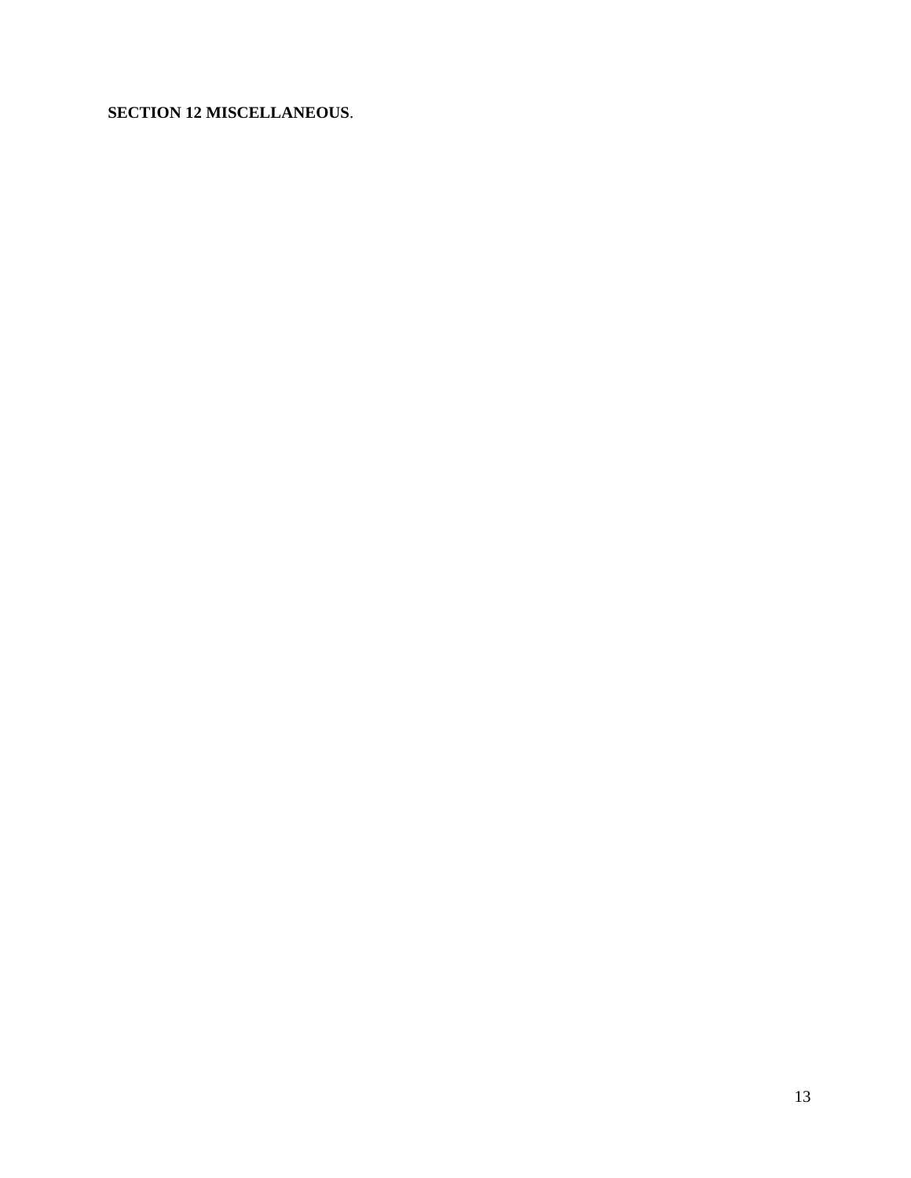**SECTION 12 MISCELLANEOUS**.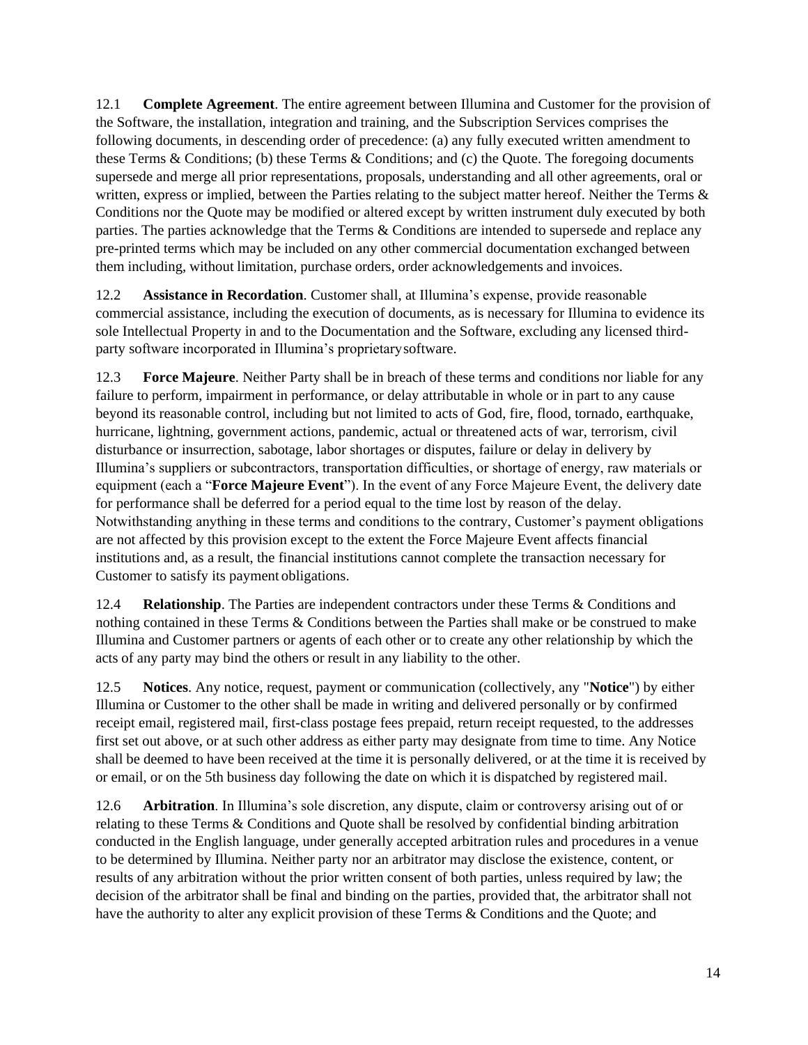12.1 **Complete Agreement**. The entire agreement between Illumina and Customer for the provision of the Software, the installation, integration and training, and the Subscription Services comprises the following documents, in descending order of precedence: (a) any fully executed written amendment to these Terms & Conditions; (b) these Terms & Conditions; and (c) the Quote. The foregoing documents supersede and merge all prior representations, proposals, understanding and all other agreements, oral or written, express or implied, between the Parties relating to the subject matter hereof. Neither the Terms & Conditions nor the Quote may be modified or altered except by written instrument duly executed by both parties. The parties acknowledge that the Terms & Conditions are intended to supersede and replace any pre-printed terms which may be included on any other commercial documentation exchanged between them including, without limitation, purchase orders, order acknowledgements and invoices.

12.2 **Assistance in Recordation**. Customer shall, at Illumina's expense, provide reasonable commercial assistance, including the execution of documents, as is necessary for Illumina to evidence its sole Intellectual Property in and to the Documentation and the Software, excluding any licensed third-party software incorporated in Illumina's proprietarysoftware.

12.3 **Force Majeure**. Neither Party shall be in breach of these terms and conditions nor liable for any failure to perform, impairment in performance, or delay attributable in whole or in part to any cause beyond its reasonable control, including but not limited to acts of God, fire, flood, tornado, earthquake, hurricane, lightning, government actions, pandemic, actual or threatened acts of war, terrorism, civil disturbance or insurrection, sabotage, labor shortages or disputes, failure or delay in delivery by Illumina's suppliers or subcontractors, transportation difficulties, or shortage of energy, raw materials or equipment (each a "**Force Majeure Event**"). In the event of any Force Majeure Event, the delivery date for performance shall be deferred for a period equal to the time lost by reason of the delay. Notwithstanding anything in these terms and conditions to the contrary, Customer's payment obligations are not affected by this provision except to the extent the Force Majeure Event affects financial institutions and, as a result, the financial institutions cannot complete the transaction necessary for Customer to satisfy its payment obligations.

12.4 **Relationship**. The Parties are independent contractors under these Terms & Conditions and nothing contained in these Terms & Conditions between the Parties shall make or be construed to make Illumina and Customer partners or agents of each other or to create any other relationship by which the acts of any party may bind the others or result in any liability to the other.

12.5 **Notices**. Any notice, request, payment or communication (collectively, any "**Notice**") by either Illumina or Customer to the other shall be made in writing and delivered personally or by confirmed receipt email, registered mail, first-class postage fees prepaid, return receipt requested, to the addresses first set out above, or at such other address as either party may designate from time to time. Any Notice shall be deemed to have been received at the time it is personally delivered, or at the time it is received by or email, or on the 5th business day following the date on which it is dispatched by registered mail.

12.6 **Arbitration**. In Illumina's sole discretion, any dispute, claim or controversy arising out of or relating to these Terms & Conditions and Quote shall be resolved by confidential binding arbitration conducted in the English language, under generally accepted arbitration rules and procedures in a venue to be determined by Illumina. Neither party nor an arbitrator may disclose the existence, content, or results of any arbitration without the prior written consent of both parties, unless required by law; the decision of the arbitrator shall be final and binding on the parties, provided that, the arbitrator shall not have the authority to alter any explicit provision of these Terms & Conditions and the Quote; and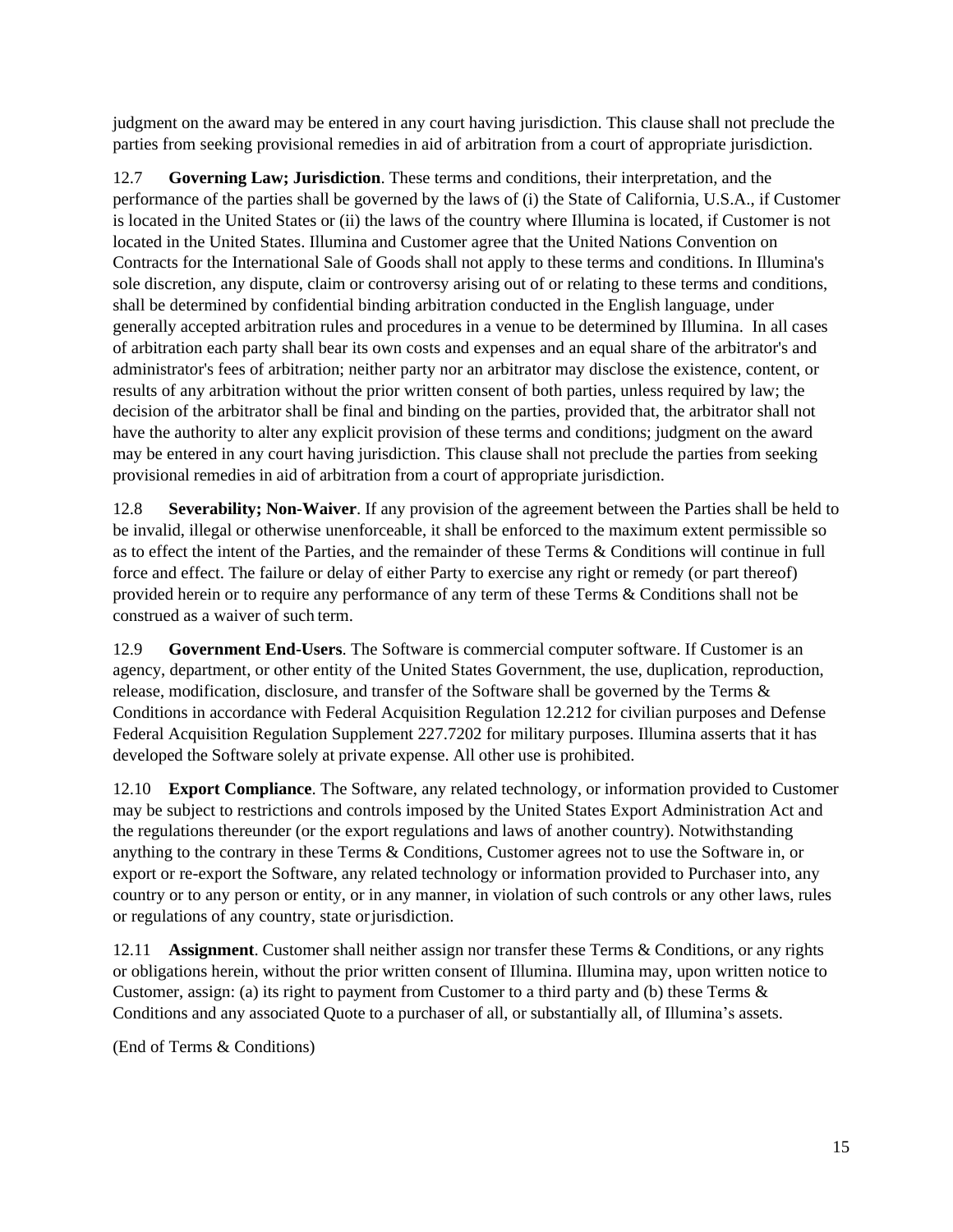judgment on the award may be entered in any court having jurisdiction. This clause shall not preclude the parties from seeking provisional remedies in aid of arbitration from a court of appropriate jurisdiction.

12.7 **Governing Law; Jurisdiction**. These terms and conditions, their interpretation, and the performance of the parties shall be governed by the laws of (i) the State of California, U.S.A., if Customer is located in the United States or (ii) the laws of the country where Illumina is located, if Customer is not located in the United States. Illumina and Customer agree that the United Nations Convention on Contracts for the International Sale of Goods shall not apply to these terms and conditions. In Illumina's sole discretion, any dispute, claim or controversy arising out of or relating to these terms and conditions, shall be determined by confidential binding arbitration conducted in the English language, under generally accepted arbitration rules and procedures in a venue to be determined by Illumina. In all cases of arbitration each party shall bear its own costs and expenses and an equal share of the arbitrator's and administrator's fees of arbitration; neither party nor an arbitrator may disclose the existence, content, or results of any arbitration without the prior written consent of both parties, unless required by law; the decision of the arbitrator shall be final and binding on the parties, provided that, the arbitrator shall not have the authority to alter any explicit provision of these terms and conditions; judgment on the award may be entered in any court having jurisdiction. This clause shall not preclude the parties from seeking provisional remedies in aid of arbitration from a court of appropriate jurisdiction.

12.8 **Severability; Non-Waiver**. If any provision of the agreement between the Parties shall be held to be invalid, illegal or otherwise unenforceable, it shall be enforced to the maximum extent permissible so as to effect the intent of the Parties, and the remainder of these Terms & Conditions will continue in full force and effect. The failure or delay of either Party to exercise any right or remedy (or part thereof) provided herein or to require any performance of any term of these Terms & Conditions shall not be construed as a waiver of such term.

12.9 **Government End-Users**. The Software is commercial computer software. If Customer is an agency, department, or other entity of the United States Government, the use, duplication, reproduction, release, modification, disclosure, and transfer of the Software shall be governed by the Terms & Conditions in accordance with Federal Acquisition Regulation 12.212 for civilian purposes and Defense Federal Acquisition Regulation Supplement 227.7202 for military purposes. Illumina asserts that it has developed the Software solely at private expense. All other use is prohibited.

12.10 **Export Compliance**. The Software, any related technology, or information provided to Customer may be subject to restrictions and controls imposed by the United States Export Administration Act and the regulations thereunder (or the export regulations and laws of another country). Notwithstanding anything to the contrary in these Terms & Conditions, Customer agrees not to use the Software in, or export or re-export the Software, any related technology or information provided to Purchaser into, any country or to any person or entity, or in any manner, in violation of such controls or any other laws, rules or regulations of any country, state or jurisdiction.

12.11 **Assignment**. Customer shall neither assign nor transfer these Terms & Conditions, or any rights or obligations herein, without the prior written consent of Illumina. Illumina may, upon written notice to Customer, assign: (a) its right to payment from Customer to a third party and (b) these Terms & Conditions and any associated Quote to a purchaser of all, or substantially all, of Illumina's assets.

(End of Terms & Conditions)